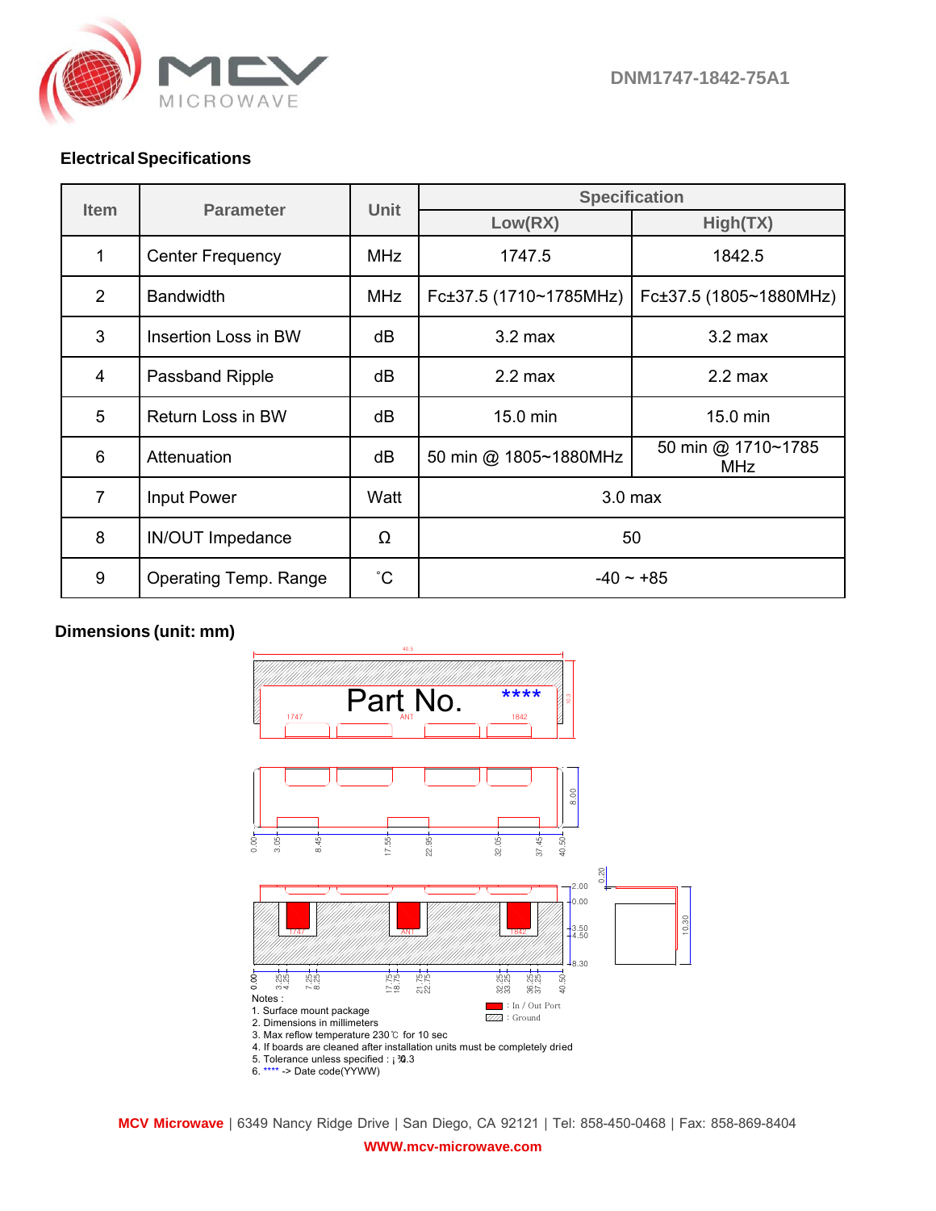DNM1747-1842-75A1

## Electrical Specifications

| Item | Parameter | Unit | Specification | |
|---|---|---|---|---|
| | | | Low(RX) | High(TX) |
| 1 | Center Frequency | MHz | 1747.5 | 1842.5 |
| 2 | Bandwidth | MHz | Fc±37.5 (1710~1785MHz) | Fc±37.5 (1805~1880MHz) |
| 3 | Insertion Loss in BW | dB | 3.2 max | 3.2 max |
| 4 | Passband Ripple | dB | 2.2 max | 2.2 max |
| 5 | Return Loss in BW | dB | 15.0 min | 15.0 min |
| 6 | Attenuation | dB | 50 min @ 1805~1880MHz | 50 min @ 1710~1785 MHz |
| 7 | Input Power | Watt | 3.0 max | |
| 8 | IN/OUT Impedance | Ω | 50 | |
| 9 | Operating Temp. Range | ˚C | -40 ~ +85 | |

## Dimensions (unit: mm)

Notes :

1. Surface mount package
2. Dimensions in millimeters
3. Max reflow temperature 230℃ for 10 sec
4. If boards are cleaned after installation units must be completely dried
5. Tolerance unless specified : ¡ ¾0.3
6. **** -> Date code(YYWW)

: In / Out Port
: Ground

**MCV Microwave** | 6349 Nancy Ridge Drive | San Diego, CA 92121 | Tel: 858-450-0468 | Fax: 858-869-8404

**WWW.mcv-microwave.com**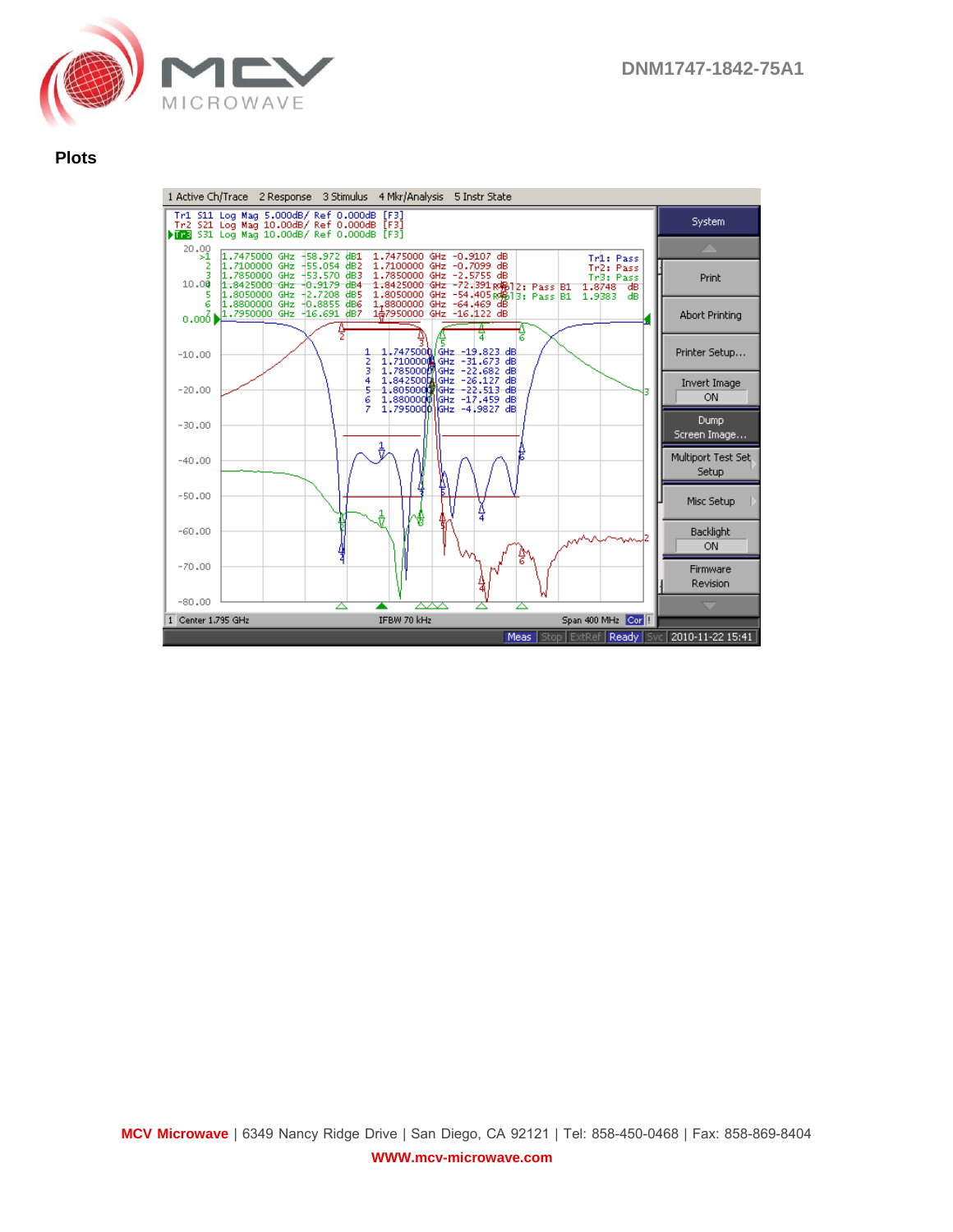## Plots

1 Active Ch/Trace  2 Response  3 Stimulus  4 Mkr/Analysis  5 Instr State

Tr1 S11 Log Mag 5.000dB/ Ref 0.000dB [F3]
Tr2 S21 Log Mag 10.00dB/ Ref 0.000dB [F3]
Tr3 S31 Log Mag 10.00dB/ Ref 0.000dB [F3]

>1 1.7475000 GHz -58.972 dB1 1.7475000 GHz -0.9107 dB
2 1.7100000 GHz -55.054 dB2 1.7100000 GHz -0.7099 dB
3 1.7850000 GHz -53.570 dB3 1.7850000 GHz -2.5755 dB
4 1.8425000 GHz -0.9179 dB4 1.8425000 GHz -72.391 dB
5 1.8050000 GHz -2.7208 dB5 1.8050000 GHz -54.405 dB
6 1.8800000 GHz -0.8855 dB6 1.8800000 GHz -64.469 dB
7 1.7950000 GHz -16.691 dB7 1.7950000 GHz -16.122 dB

Tr1: Pass
Tr2: Pass
Tr3: Pass
Rp12: Pass B1 1.8748 dB
Rp13: Pass B1 1.9383 dB

1 1.7475000 GHz -19.823 dB
2 1.7100000 GHz -31.673 dB
3 1.7850000 GHz -22.682 dB
4 1.8425000 GHz -26.127 dB
5 1.8050000 GHz -22.513 dB
6 1.8800000 GHz -17.459 dB
7 1.7950000 GHz -4.9827 dB

20.00
10.00
0.000
-10.00
-20.00
-30.00
-40.00
-50.00
-60.00
-70.00
-80.00

1 Center 1.795 GHz  IFBW 70 kHz  Span 400 MHz Cor

Meas Stop ExtRef Ready Svc 2010-11-22 15:41

System
Print
Abort Printing
Printer Setup...
Invert Image ON
Dump Screen Image...
Multiport Test Set Setup
Misc Setup
Backlight ON
Firmware Revision

**MCV Microwave** | 6349 Nancy Ridge Drive | San Diego, CA 92121 | Tel: 858-450-0468 | Fax: 858-869-8404

**WWW.mcv-microwave.com**